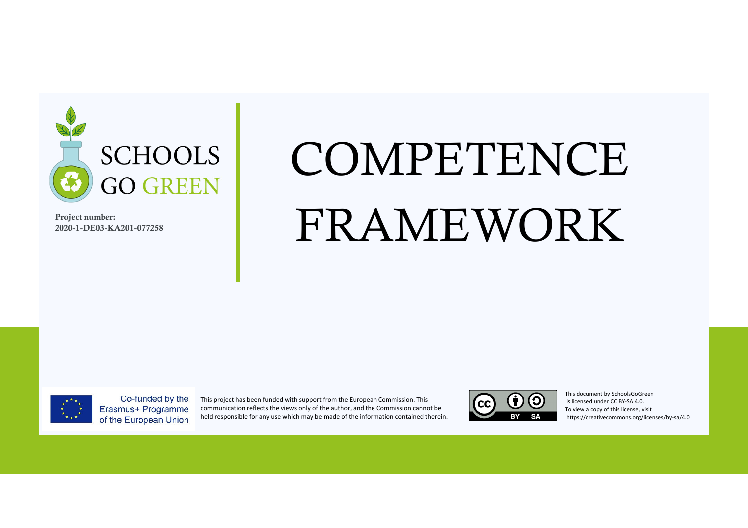SCHOOLS GO GREEN

**Project number:**
**2020-1-DE03-KA201-077258**

# COMPETENCE FRAMEWORK

Co-funded by the Erasmus+ Programme of the European Union

This project has been funded with support from the European Commission. This communication reflects the views only of the author, and the Commission cannot be held responsible for any use which may be made of the information contained therein.

This document by SchoolsGoGreen is licensed under CC BY-SA 4.0. To view a copy of this license, visit https://creativecommons.org/licenses/by-sa/4.0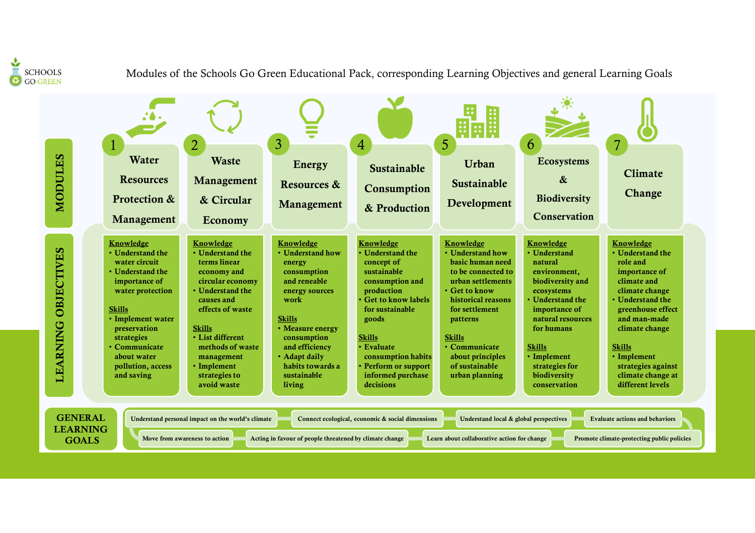SCHOOLS GO GREEN

# Modules of the Schools Go Green Educational Pack, corresponding Learning Objectives and general Learning Goals

## MODULES

1. Water Resources Protection & Management
2. Waste Management & Circular Economy
3. Energy Resources & Management
4. Sustainable Consumption & Production
5. Urban Sustainable Development
6. Ecosystems & Biodiversity Conservation
7. Climate Change

## LEARNING OBJECTIVES

### 1 Water Resources Protection & Management

**Knowledge**
- Understand the water circuit
- Understand the importance of water protection

**Skills**
- Implement water preservation strategies
- Communicate about water pollution, access and saving

### 2 Waste Management & Circular Economy

**Knowledge**
- Understand the terms linear economy and circular economy
- Understand the causes and effects of waste

**Skills**
- List different methods of waste management
- Implement strategies to avoid waste

### 3 Energy Resources & Management

**Knowledge**
- Understand how energy consumption and reneable energy sources work

**Skills**
- Measure energy consumption and efficiency
- Adapt daily habits towards a sustainable living

### 4 Sustainable Consumption & Production

**Knowledge**
- Understand the concept of sustainable consumption and production
- Get to know labels for sustainable goods

**Skills**
- Evaluate consumption habits
- Perform or support informed purchase decisions

### 5 Urban Sustainable Development

**Knowledge**
- Understand how basic human need to be connected to urban settlements
- Get to know historical reasons for settlement patterns

**Skills**
- Communicate about principles of sustainable urban planning

### 6 Ecosystems & Biodiversity Conservation

**Knowledge**
- Understand natural environment, biodiversity and ecosystems
- Understand the importance of natural resources for humans

**Skills**
- Implement strategies for biodiversity conservation

### 7 Climate Change

**Knowledge**
- Understand the role and importance of climate and climate change
- Understand the greenhouse effect and man-made climate change

**Skills**
- Implement strategies against climate change at different levels

## GENERAL LEARNING GOALS

- Understand personal impact on the world's climate
- Connect ecological, economic & social dimensions
- Understand local & global perspectives
- Evaluate actions and behaviors
- Promote climate-protecting public policies
- Learn about collaborative action for change
- Acting in favour of people threatened by climate change
- Move from awareness to action